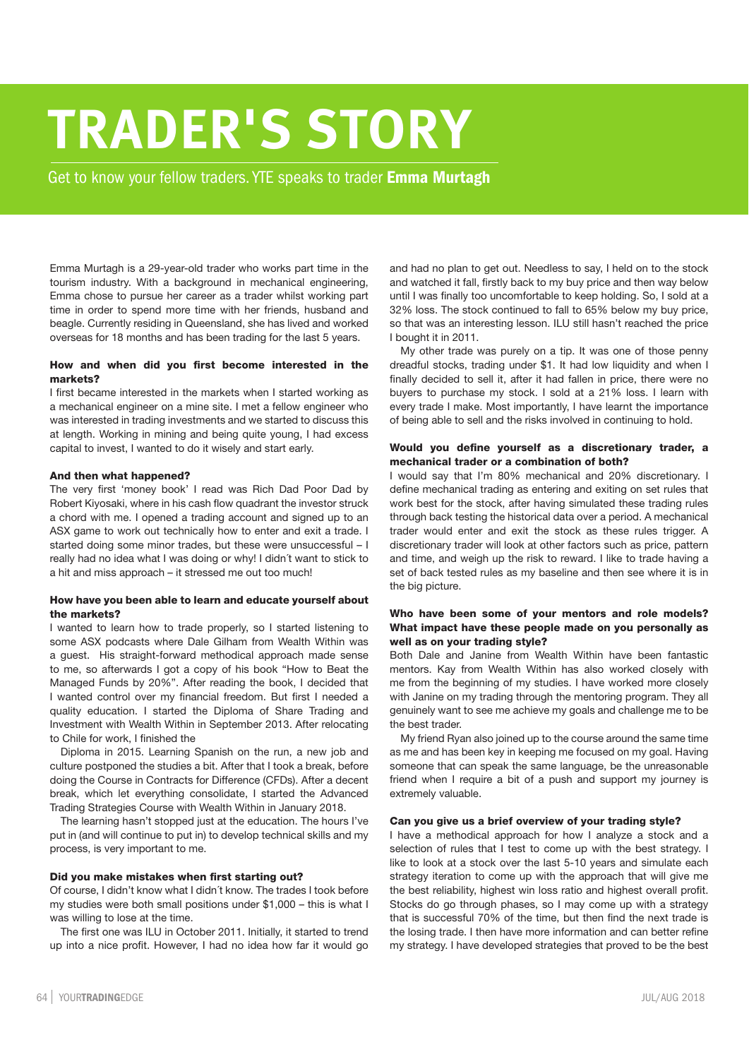# TRADER'S STORY

Get to know your fellow traders. YTE speaks to trader **Emma Murtagh**

Emma Murtagh is a 29-year-old trader who works part time in the tourism industry. With a background in mechanical engineering, Emma chose to pursue her career as a trader whilst working part time in order to spend more time with her friends, husband and beagle. Currently residing in Queensland, she has lived and worked overseas for 18 months and has been trading for the last 5 years.

**How and when did you first become interested in the markets?**

I first became interested in the markets when I started working as a mechanical engineer on a mine site. I met a fellow engineer who was interested in trading investments and we started to discuss this at length. Working in mining and being quite young, I had excess capital to invest, I wanted to do it wisely and start early.

**And then what happened?**

The very first 'money book' I read was Rich Dad Poor Dad by Robert Kiyosaki, where in his cash flow quadrant the investor struck a chord with me. I opened a trading account and signed up to an ASX game to work out technically how to enter and exit a trade. I started doing some minor trades, but these were unsuccessful – I really had no idea what I was doing or why! I didn´t want to stick to a hit and miss approach – it stressed me out too much!

**How have you been able to learn and educate yourself about the markets?**

I wanted to learn how to trade properly, so I started listening to some ASX podcasts where Dale Gilham from Wealth Within was a guest. His straight-forward methodical approach made sense to me, so afterwards I got a copy of his book "How to Beat the Managed Funds by 20%". After reading the book, I decided that I wanted control over my financial freedom. But first I needed a quality education. I started the Diploma of Share Trading and Investment with Wealth Within in September 2013. After relocating to Chile for work, I finished the Diploma in 2015. Learning Spanish on the run, a new job and culture postponed the studies a bit. After that I took a break, before doing the Course in Contracts for Difference (CFDs). After a decent break, which let everything consolidate, I started the Advanced Trading Strategies Course with Wealth Within in January 2018.

The learning hasn't stopped just at the education. The hours I've put in (and will continue to put in) to develop technical skills and my process, is very important to me.

**Did you make mistakes when first starting out?**

Of course, I didn't know what I didn´t know. The trades I took before my studies were both small positions under $1,000 – this is what I was willing to lose at the time.

The first one was ILU in October 2011. Initially, it started to trend up into a nice profit. However, I had no idea how far it would go and had no plan to get out. Needless to say, I held on to the stock and watched it fall, firstly back to my buy price and then way below until I was finally too uncomfortable to keep holding. So, I sold at a 32% loss. The stock continued to fall to 65% below my buy price, so that was an interesting lesson. ILU still hasn't reached the price I bought it in 2011.

My other trade was purely on a tip. It was one of those penny dreadful stocks, trading under $1. It had low liquidity and when I finally decided to sell it, after it had fallen in price, there were no buyers to purchase my stock. I sold at a 21% loss. I learn with every trade I make. Most importantly, I have learnt the importance of being able to sell and the risks involved in continuing to hold.

**Would you define yourself as a discretionary trader, a mechanical trader or a combination of both?**

I would say that I'm 80% mechanical and 20% discretionary. I define mechanical trading as entering and exiting on set rules that work best for the stock, after having simulated these trading rules through back testing the historical data over a period. A mechanical trader would enter and exit the stock as these rules trigger. A discretionary trader will look at other factors such as price, pattern and time, and weigh up the risk to reward. I like to trade having a set of back tested rules as my baseline and then see where it is in the big picture.

**Who have been some of your mentors and role models? What impact have these people made on you personally as well as on your trading style?**

Both Dale and Janine from Wealth Within have been fantastic mentors. Kay from Wealth Within has also worked closely with me from the beginning of my studies. I have worked more closely with Janine on my trading through the mentoring program. They all genuinely want to see me achieve my goals and challenge me to be the best trader.

My friend Ryan also joined up to the course around the same time as me and has been key in keeping me focused on my goal. Having someone that can speak the same language, be the unreasonable friend when I require a bit of a push and support my journey is extremely valuable.

**Can you give us a brief overview of your trading style?**

I have a methodical approach for how I analyze a stock and a selection of rules that I test to come up with the best strategy. I like to look at a stock over the last 5-10 years and simulate each strategy iteration to come up with the approach that will give me the best reliability, highest win loss ratio and highest overall profit. Stocks do go through phases, so I may come up with a strategy that is successful 70% of the time, but then find the next trade is the losing trade. I then have more information and can better refine my strategy. I have developed strategies that proved to be the best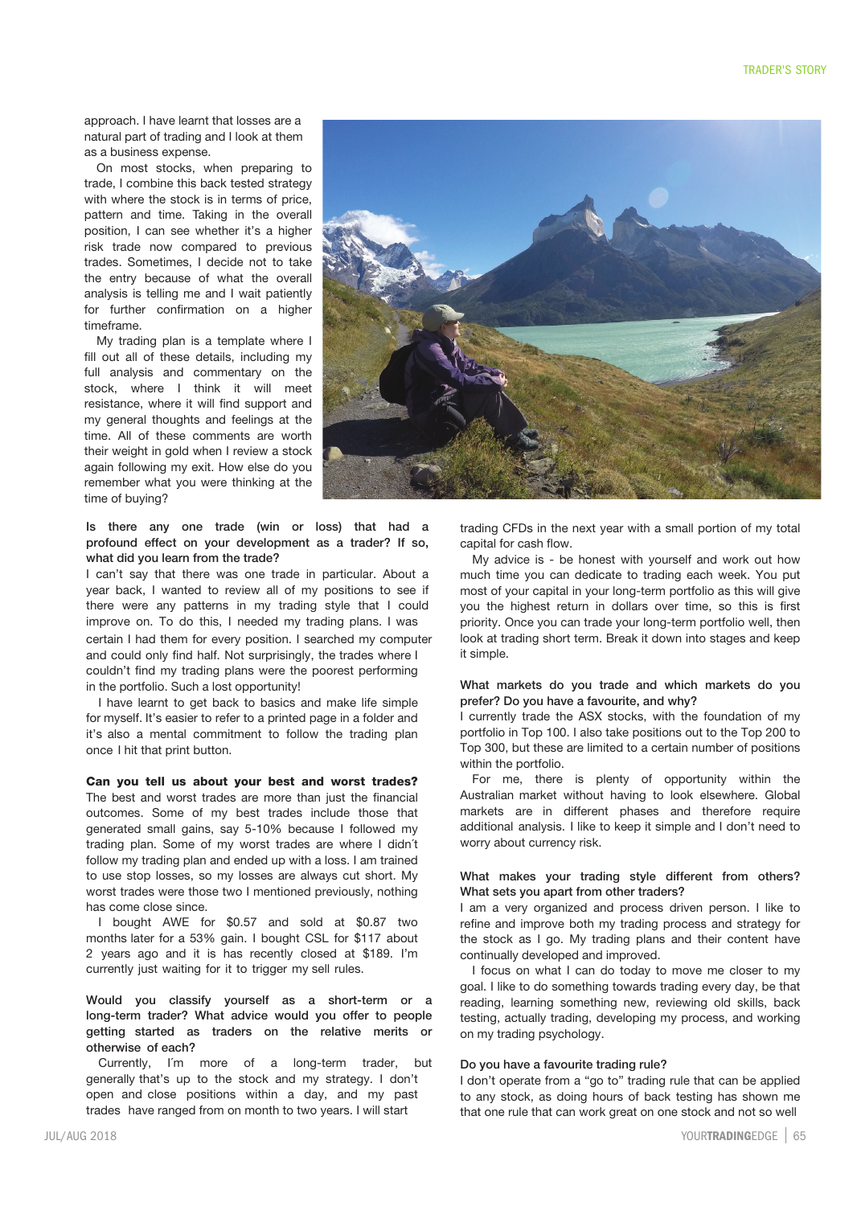approach. I have learnt that losses are a natural part of trading and I look at them as a business expense.

On most stocks, when preparing to trade, I combine this back tested strategy with where the stock is in terms of price, pattern and time. Taking in the overall position, I can see whether it's a higher risk trade now compared to previous trades. Sometimes, I decide not to take the entry because of what the overall analysis is telling me and I wait patiently for further confirmation on a higher timeframe.

My trading plan is a template where I fill out all of these details, including my full analysis and commentary on the stock, where I think it will meet resistance, where it will find support and my general thoughts and feelings at the time. All of these comments are worth their weight in gold when I review a stock again following my exit. How else do you remember what you were thinking at the time of buying?

**Is there any one trade (win or loss) that had a profound effect on your development as a trader? If so, what did you learn from the trade?**

I can't say that there was one trade in particular. About a year back, I wanted to review all of my positions to see if there were any patterns in my trading style that I could improve on. To do this, I needed my trading plans. I was certain I had them for every position. I searched my computer and could only find half. Not surprisingly, the trades where I couldn't find my trading plans were the poorest performing in the portfolio. Such a lost opportunity!

I have learnt to get back to basics and make life simple for myself. It's easier to refer to a printed page in a folder and it's also a mental commitment to follow the trading plan once I hit that print button.

**Can you tell us about your best and worst trades?**

The best and worst trades are more than just the financial outcomes. Some of my best trades include those that generated small gains, say 5-10% because I followed my trading plan. Some of my worst trades are where I didn´t follow my trading plan and ended up with a loss. I am trained to use stop losses, so my losses are always cut short. My worst trades were those two I mentioned previously, nothing has come close since.

I bought AWE for $0.57 and sold at $0.87 two months later for a 53% gain. I bought CSL for $117 about 2 years ago and it is has recently closed at $189. I'm currently just waiting for it to trigger my sell rules.

**Would you classify yourself as a short-term or a long-term trader? What advice would you offer to people getting started as traders on the relative merits or otherwise of each?**

Currently, I´m more of a long-term trader, but generally that's up to the stock and my strategy. I don't open and close positions within a day, and my past trades have ranged from on month to two years. I will start trading CFDs in the next year with a small portion of my total capital for cash flow.

My advice is - be honest with yourself and work out how much time you can dedicate to trading each week. You put most of your capital in your long-term portfolio as this will give you the highest return in dollars over time, so this is first priority. Once you can trade your long-term portfolio well, then look at trading short term. Break it down into stages and keep it simple.

**What markets do you trade and which markets do you prefer? Do you have a favourite, and why?**

I currently trade the ASX stocks, with the foundation of my portfolio in Top 100. I also take positions out to the Top 200 to Top 300, but these are limited to a certain number of positions within the portfolio.

For me, there is plenty of opportunity within the Australian market without having to look elsewhere. Global markets are in different phases and therefore require additional analysis. I like to keep it simple and I don't need to worry about currency risk.

**What makes your trading style different from others? What sets you apart from other traders?**

I am a very organized and process driven person. I like to refine and improve both my trading process and strategy for the stock as I go. My trading plans and their content have continually developed and improved.

I focus on what I can do today to move me closer to my goal. I like to do something towards trading every day, be that reading, learning something new, reviewing old skills, back testing, actually trading, developing my process, and working on my trading psychology.

**Do you have a favourite trading rule?**

I don't operate from a "go to" trading rule that can be applied to any stock, as doing hours of back testing has shown me that one rule that can work great on one stock and not so well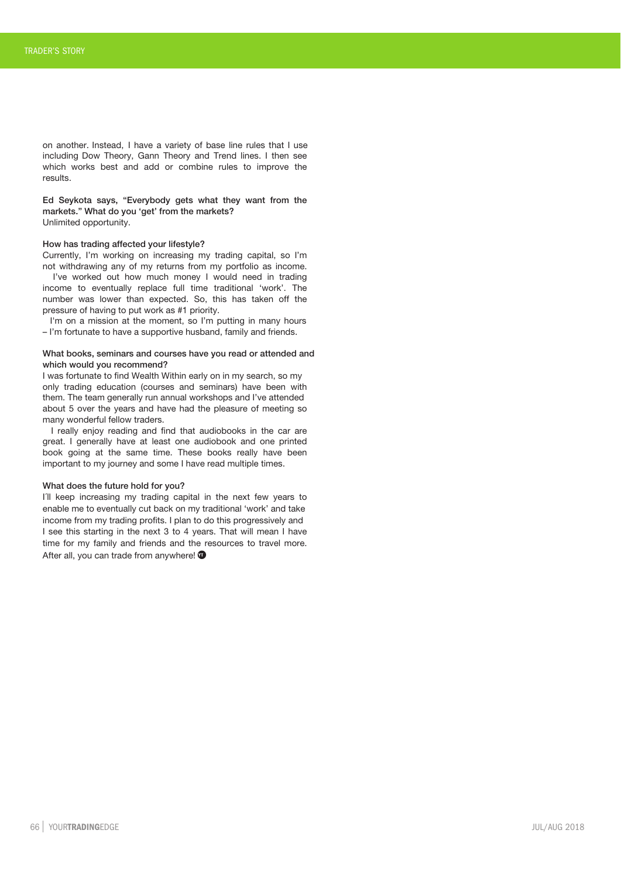on another. Instead, I have a variety of base line rules that I use including Dow Theory, Gann Theory and Trend lines. I then see which works best and add or combine rules to improve the results.

**Ed Seykota says, "Everybody gets what they want from the markets." What do you 'get' from the markets?**
Unlimited opportunity.

**How has trading affected your lifestyle?**
Currently, I'm working on increasing my trading capital, so I'm not withdrawing any of my returns from my portfolio as income.

I've worked out how much money I would need in trading income to eventually replace full time traditional 'work'. The number was lower than expected. So, this has taken off the pressure of having to put work as #1 priority.

I'm on a mission at the moment, so I'm putting in many hours – I'm fortunate to have a supportive husband, family and friends.

**What books, seminars and courses have you read or attended and which would you recommend?**
I was fortunate to find Wealth Within early on in my search, so my only trading education (courses and seminars) have been with them. The team generally run annual workshops and I've attended about 5 over the years and have had the pleasure of meeting so many wonderful fellow traders.

I really enjoy reading and find that audiobooks in the car are great. I generally have at least one audiobook and one printed book going at the same time. These books really have been important to my journey and some I have read multiple times.

**What does the future hold for you?**
I´ll keep increasing my trading capital in the next few years to enable me to eventually cut back on my traditional 'work' and take income from my trading profits. I plan to do this progressively and I see this starting in the next 3 to 4 years. That will mean I have time for my family and friends and the resources to travel more. After all, you can trade from anywhere!